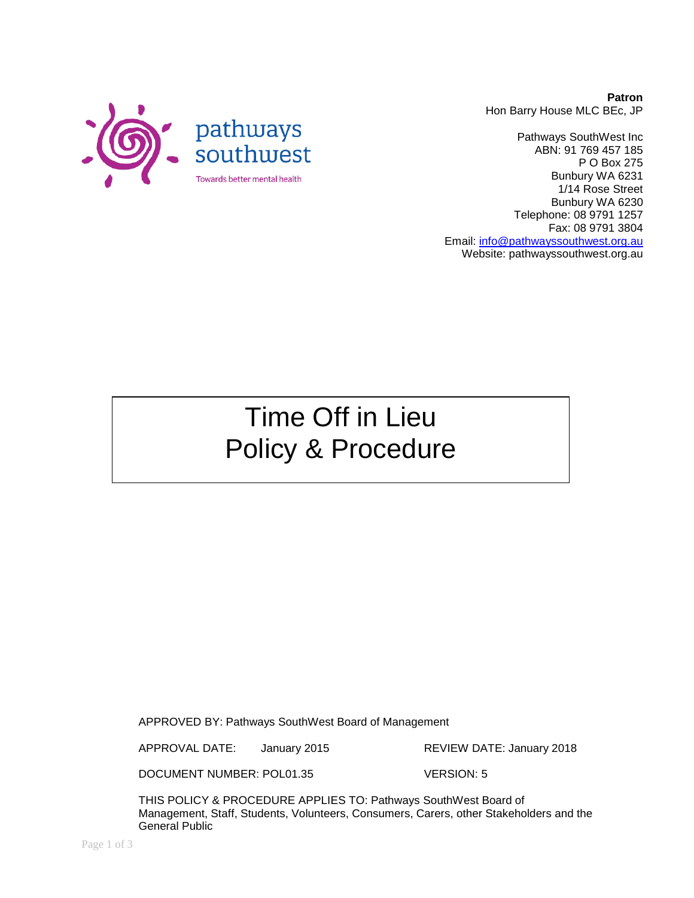pathways southwest

Towards better mental health

**Patron**
Hon Barry House MLC BEc, JP

Pathways SouthWest Inc
ABN: 91 769 457 185
P O Box 275
Bunbury WA 6231
1/14 Rose Street
Bunbury WA 6230
Telephone: 08 9791 1257
Fax: 08 9791 3804
Email: info@pathwayssouthwest.org.au
Website: pathwayssouthwest.org.au

# Time Off in Lieu Policy & Procedure

APPROVED BY: Pathways SouthWest Board of Management

APPROVAL DATE: January 2015

REVIEW DATE: January 2018

DOCUMENT NUMBER: POL01.35

VERSION: 5

THIS POLICY & PROCEDURE APPLIES TO: Pathways SouthWest Board of Management, Staff, Students, Volunteers, Consumers, Carers, other Stakeholders and the General Public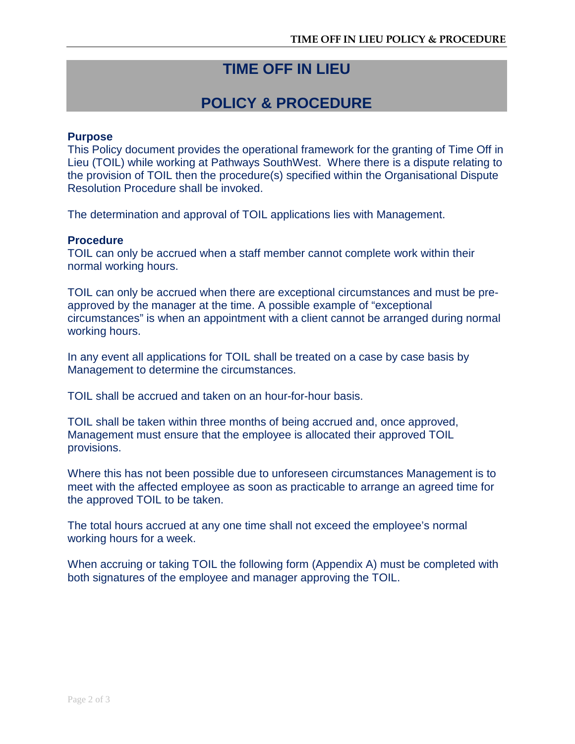# TIME OFF IN LIEU

# POLICY & PROCEDURE

**Purpose**

This Policy document provides the operational framework for the granting of Time Off in Lieu (TOIL) while working at Pathways SouthWest. Where there is a dispute relating to the provision of TOIL then the procedure(s) specified within the Organisational Dispute Resolution Procedure shall be invoked.

The determination and approval of TOIL applications lies with Management.

**Procedure**

TOIL can only be accrued when a staff member cannot complete work within their normal working hours.

TOIL can only be accrued when there are exceptional circumstances and must be pre-approved by the manager at the time. A possible example of "exceptional circumstances" is when an appointment with a client cannot be arranged during normal working hours.

In any event all applications for TOIL shall be treated on a case by case basis by Management to determine the circumstances.

TOIL shall be accrued and taken on an hour-for-hour basis.

TOIL shall be taken within three months of being accrued and, once approved, Management must ensure that the employee is allocated their approved TOIL provisions.

Where this has not been possible due to unforeseen circumstances Management is to meet with the affected employee as soon as practicable to arrange an agreed time for the approved TOIL to be taken.

The total hours accrued at any one time shall not exceed the employee's normal working hours for a week.

When accruing or taking TOIL the following form (Appendix A) must be completed with both signatures of the employee and manager approving the TOIL.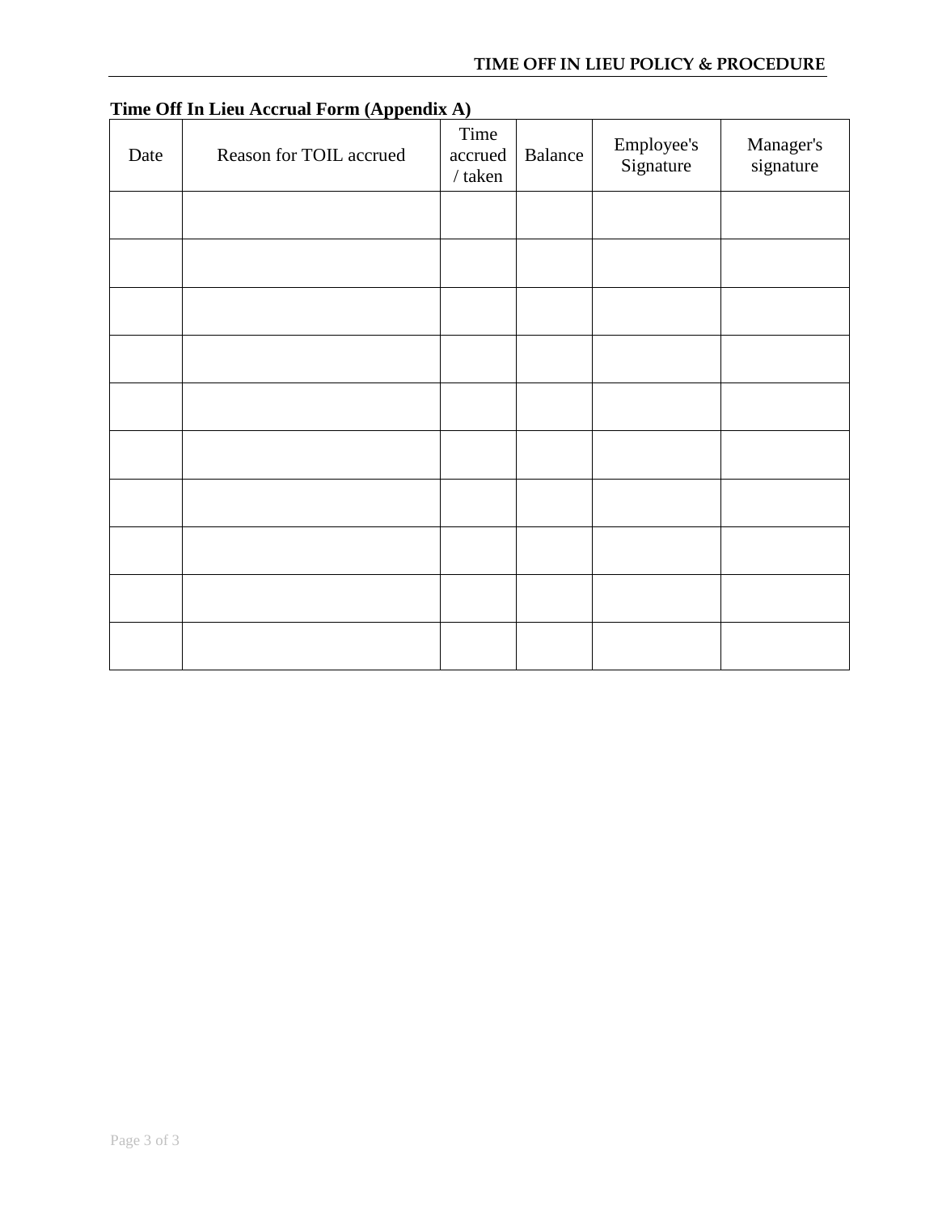**Time Off In Lieu Accrual Form (Appendix A)**

| Date | Reason for TOIL accrued | Time accrued / taken | Balance | Employee's Signature | Manager's signature |
|---|---|---|---|---|---|
| | | | | | |
| | | | | | |
| | | | | | |
| | | | | | |
| | | | | | |
| | | | | | |
| | | | | | |
| | | | | | |
| | | | | | |
| | | | | | |